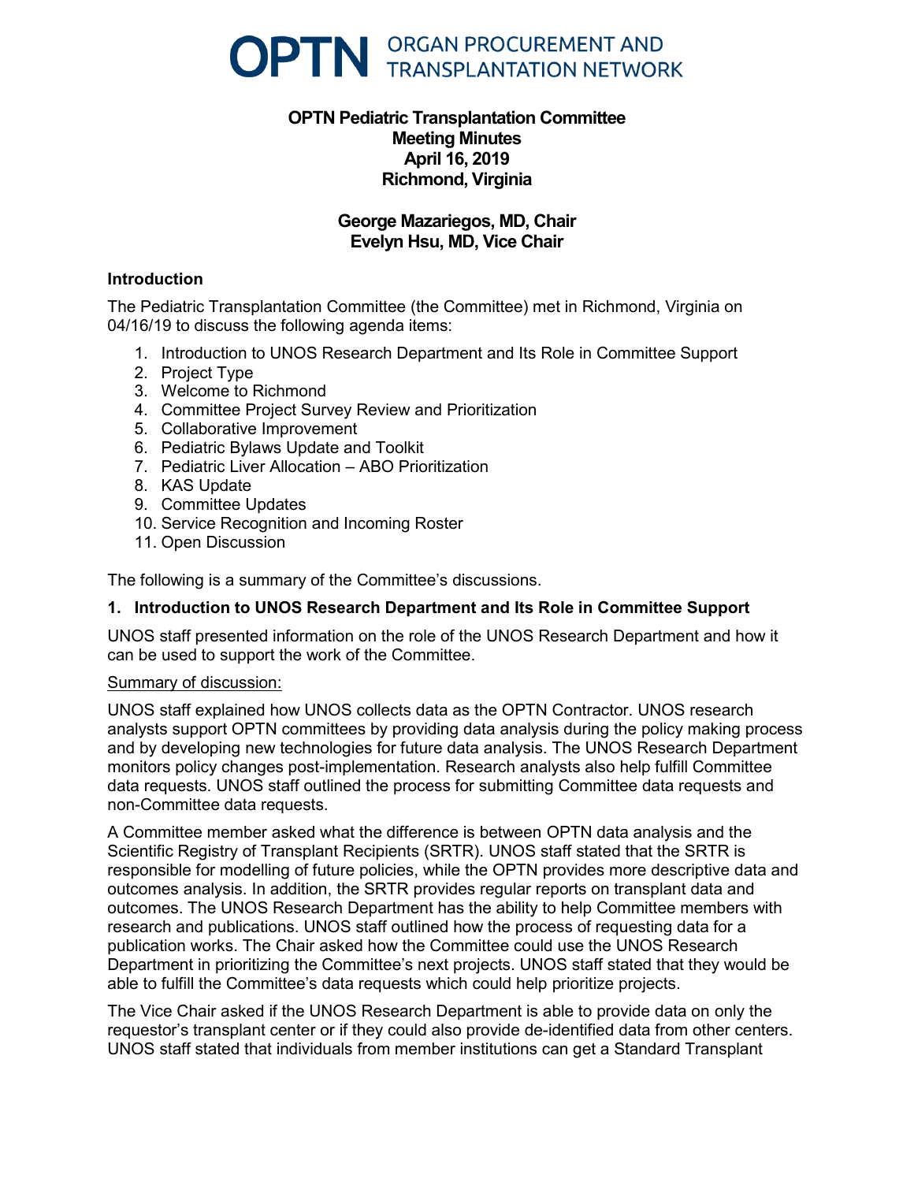# OPTN ORGAN PROCUREMENT AND TRANSPLANTATION NETWORK

**OPTN Pediatric Transplantation Committee**
**Meeting Minutes**
**April 16, 2019**
**Richmond, Virginia**

**George Mazariegos, MD, Chair**
**Evelyn Hsu, MD, Vice Chair**

## Introduction

The Pediatric Transplantation Committee (the Committee) met in Richmond, Virginia on 04/16/19 to discuss the following agenda items:

1. Introduction to UNOS Research Department and Its Role in Committee Support
2. Project Type
3. Welcome to Richmond
4. Committee Project Survey Review and Prioritization
5. Collaborative Improvement
6. Pediatric Bylaws Update and Toolkit
7. Pediatric Liver Allocation – ABO Prioritization
8. KAS Update
9. Committee Updates
10. Service Recognition and Incoming Roster
11. Open Discussion

The following is a summary of the Committee's discussions.

## 1. Introduction to UNOS Research Department and Its Role in Committee Support

UNOS staff presented information on the role of the UNOS Research Department and how it can be used to support the work of the Committee.

Summary of discussion:

UNOS staff explained how UNOS collects data as the OPTN Contractor. UNOS research analysts support OPTN committees by providing data analysis during the policy making process and by developing new technologies for future data analysis. The UNOS Research Department monitors policy changes post-implementation. Research analysts also help fulfill Committee data requests. UNOS staff outlined the process for submitting Committee data requests and non-Committee data requests.

A Committee member asked what the difference is between OPTN data analysis and the Scientific Registry of Transplant Recipients (SRTR). UNOS staff stated that the SRTR is responsible for modelling of future policies, while the OPTN provides more descriptive data and outcomes analysis. In addition, the SRTR provides regular reports on transplant data and outcomes. The UNOS Research Department has the ability to help Committee members with research and publications. UNOS staff outlined how the process of requesting data for a publication works. The Chair asked how the Committee could use the UNOS Research Department in prioritizing the Committee's next projects. UNOS staff stated that they would be able to fulfill the Committee's data requests which could help prioritize projects.

The Vice Chair asked if the UNOS Research Department is able to provide data on only the requestor's transplant center or if they could also provide de-identified data from other centers. UNOS staff stated that individuals from member institutions can get a Standard Transplant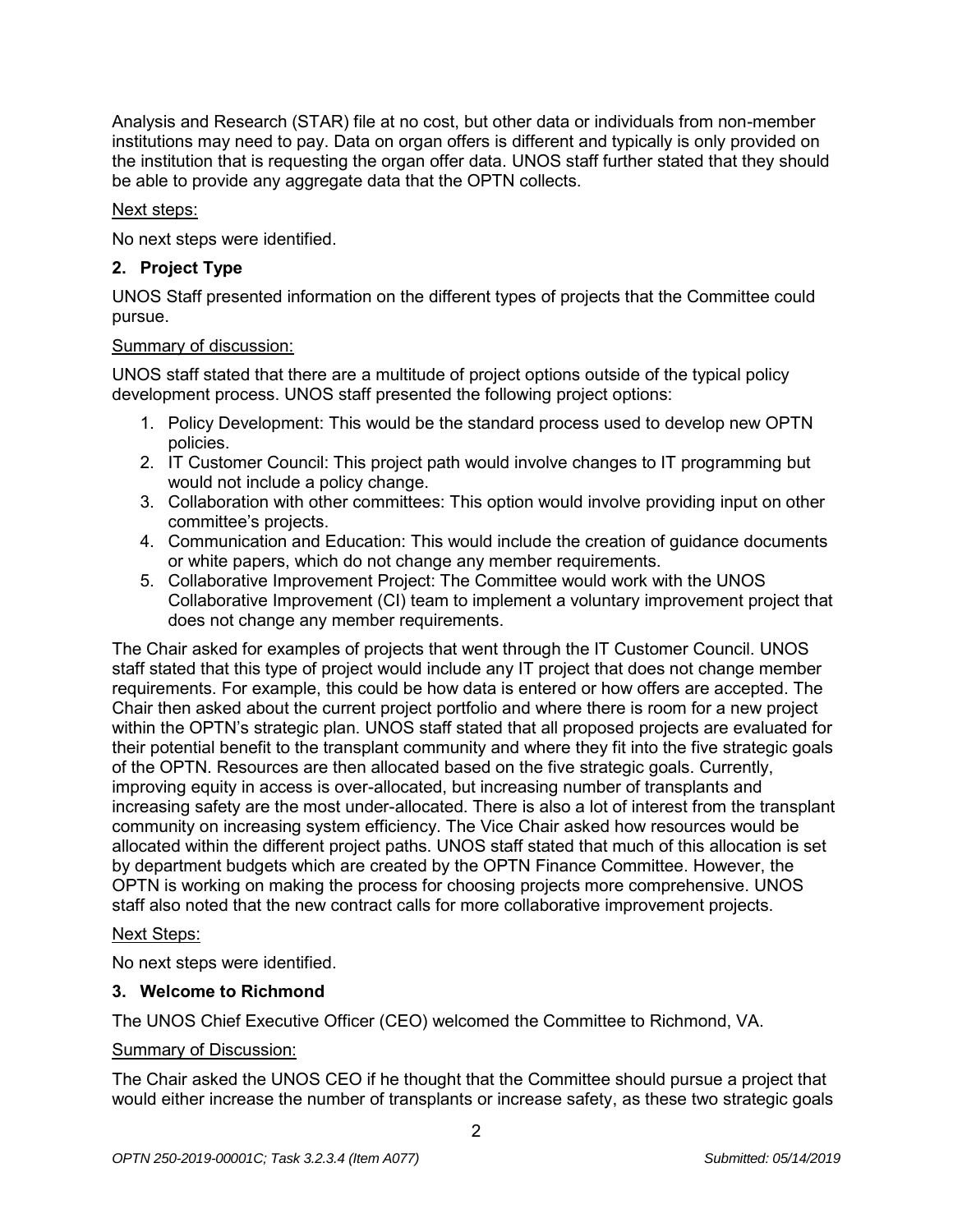Analysis and Research (STAR) file at no cost, but other data or individuals from non-member institutions may need to pay. Data on organ offers is different and typically is only provided on the institution that is requesting the organ offer data. UNOS staff further stated that they should be able to provide any aggregate data that the OPTN collects.

Next steps:

No next steps were identified.

## 2. Project Type

UNOS Staff presented information on the different types of projects that the Committee could pursue.

Summary of discussion:

UNOS staff stated that there are a multitude of project options outside of the typical policy development process. UNOS staff presented the following project options:

1. Policy Development: This would be the standard process used to develop new OPTN policies.
2. IT Customer Council: This project path would involve changes to IT programming but would not include a policy change.
3. Collaboration with other committees: This option would involve providing input on other committee's projects.
4. Communication and Education: This would include the creation of guidance documents or white papers, which do not change any member requirements.
5. Collaborative Improvement Project: The Committee would work with the UNOS Collaborative Improvement (CI) team to implement a voluntary improvement project that does not change any member requirements.

The Chair asked for examples of projects that went through the IT Customer Council. UNOS staff stated that this type of project would include any IT project that does not change member requirements. For example, this could be how data is entered or how offers are accepted. The Chair then asked about the current project portfolio and where there is room for a new project within the OPTN's strategic plan. UNOS staff stated that all proposed projects are evaluated for their potential benefit to the transplant community and where they fit into the five strategic goals of the OPTN. Resources are then allocated based on the five strategic goals. Currently, improving equity in access is over-allocated, but increasing number of transplants and increasing safety are the most under-allocated. There is also a lot of interest from the transplant community on increasing system efficiency. The Vice Chair asked how resources would be allocated within the different project paths. UNOS staff stated that much of this allocation is set by department budgets which are created by the OPTN Finance Committee. However, the OPTN is working on making the process for choosing projects more comprehensive. UNOS staff also noted that the new contract calls for more collaborative improvement projects.

Next Steps:

No next steps were identified.

## 3. Welcome to Richmond

The UNOS Chief Executive Officer (CEO) welcomed the Committee to Richmond, VA.

Summary of Discussion:

The Chair asked the UNOS CEO if he thought that the Committee should pursue a project that would either increase the number of transplants or increase safety, as these two strategic goals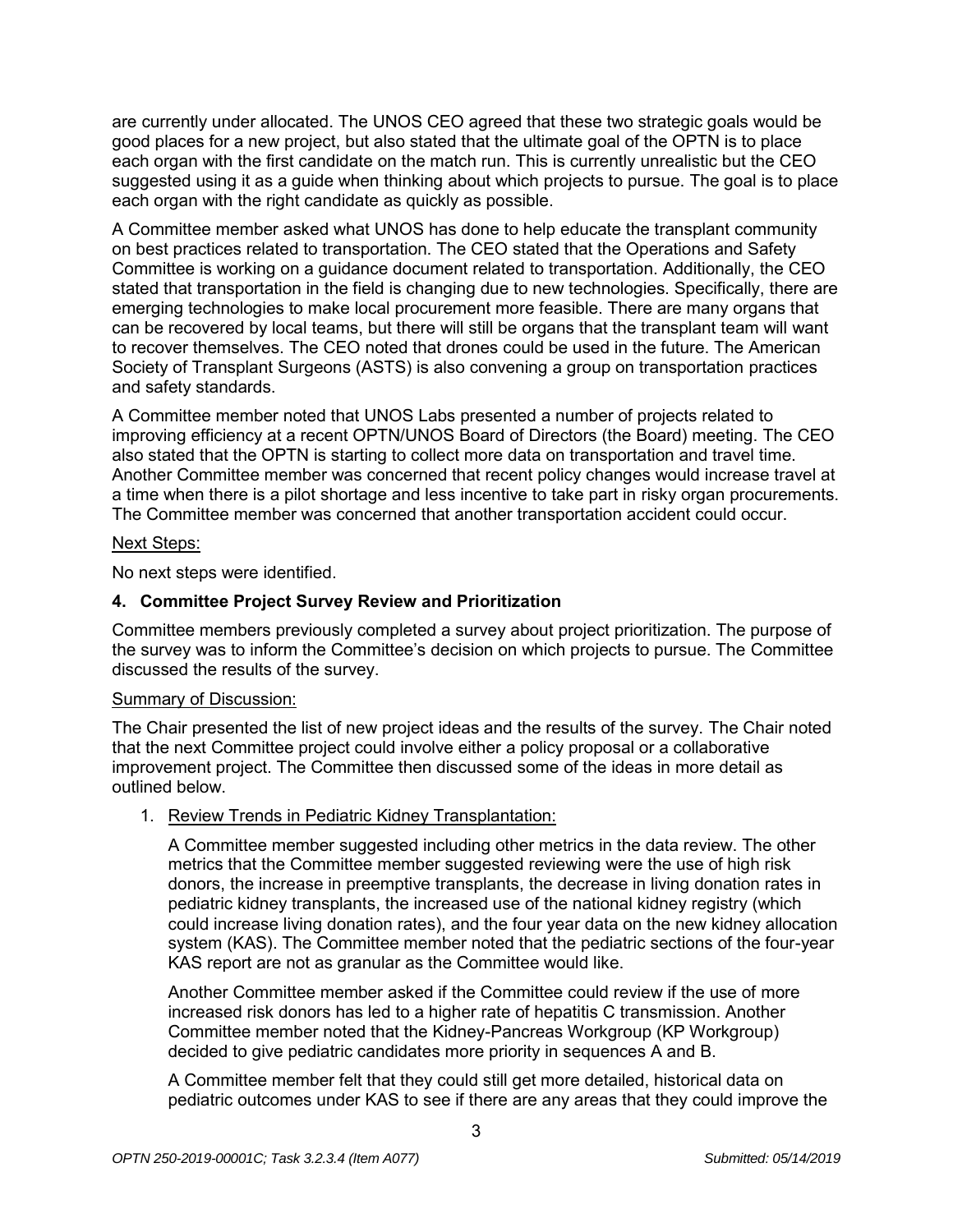are currently under allocated. The UNOS CEO agreed that these two strategic goals would be good places for a new project, but also stated that the ultimate goal of the OPTN is to place each organ with the first candidate on the match run. This is currently unrealistic but the CEO suggested using it as a guide when thinking about which projects to pursue. The goal is to place each organ with the right candidate as quickly as possible.

A Committee member asked what UNOS has done to help educate the transplant community on best practices related to transportation. The CEO stated that the Operations and Safety Committee is working on a guidance document related to transportation. Additionally, the CEO stated that transportation in the field is changing due to new technologies. Specifically, there are emerging technologies to make local procurement more feasible. There are many organs that can be recovered by local teams, but there will still be organs that the transplant team will want to recover themselves. The CEO noted that drones could be used in the future. The American Society of Transplant Surgeons (ASTS) is also convening a group on transportation practices and safety standards.

A Committee member noted that UNOS Labs presented a number of projects related to improving efficiency at a recent OPTN/UNOS Board of Directors (the Board) meeting. The CEO also stated that the OPTN is starting to collect more data on transportation and travel time. Another Committee member was concerned that recent policy changes would increase travel at a time when there is a pilot shortage and less incentive to take part in risky organ procurements. The Committee member was concerned that another transportation accident could occur.

Next Steps:

No next steps were identified.

**4. Committee Project Survey Review and Prioritization**

Committee members previously completed a survey about project prioritization. The purpose of the survey was to inform the Committee's decision on which projects to pursue. The Committee discussed the results of the survey.

Summary of Discussion:

The Chair presented the list of new project ideas and the results of the survey. The Chair noted that the next Committee project could involve either a policy proposal or a collaborative improvement project. The Committee then discussed some of the ideas in more detail as outlined below.

1. Review Trends in Pediatric Kidney Transplantation:

   A Committee member suggested including other metrics in the data review. The other metrics that the Committee member suggested reviewing were the use of high risk donors, the increase in preemptive transplants, the decrease in living donation rates in pediatric kidney transplants, the increased use of the national kidney registry (which could increase living donation rates), and the four year data on the new kidney allocation system (KAS). The Committee member noted that the pediatric sections of the four-year KAS report are not as granular as the Committee would like.

   Another Committee member asked if the Committee could review if the use of more increased risk donors has led to a higher rate of hepatitis C transmission. Another Committee member noted that the Kidney-Pancreas Workgroup (KP Workgroup) decided to give pediatric candidates more priority in sequences A and B.

   A Committee member felt that they could still get more detailed, historical data on pediatric outcomes under KAS to see if there are any areas that they could improve the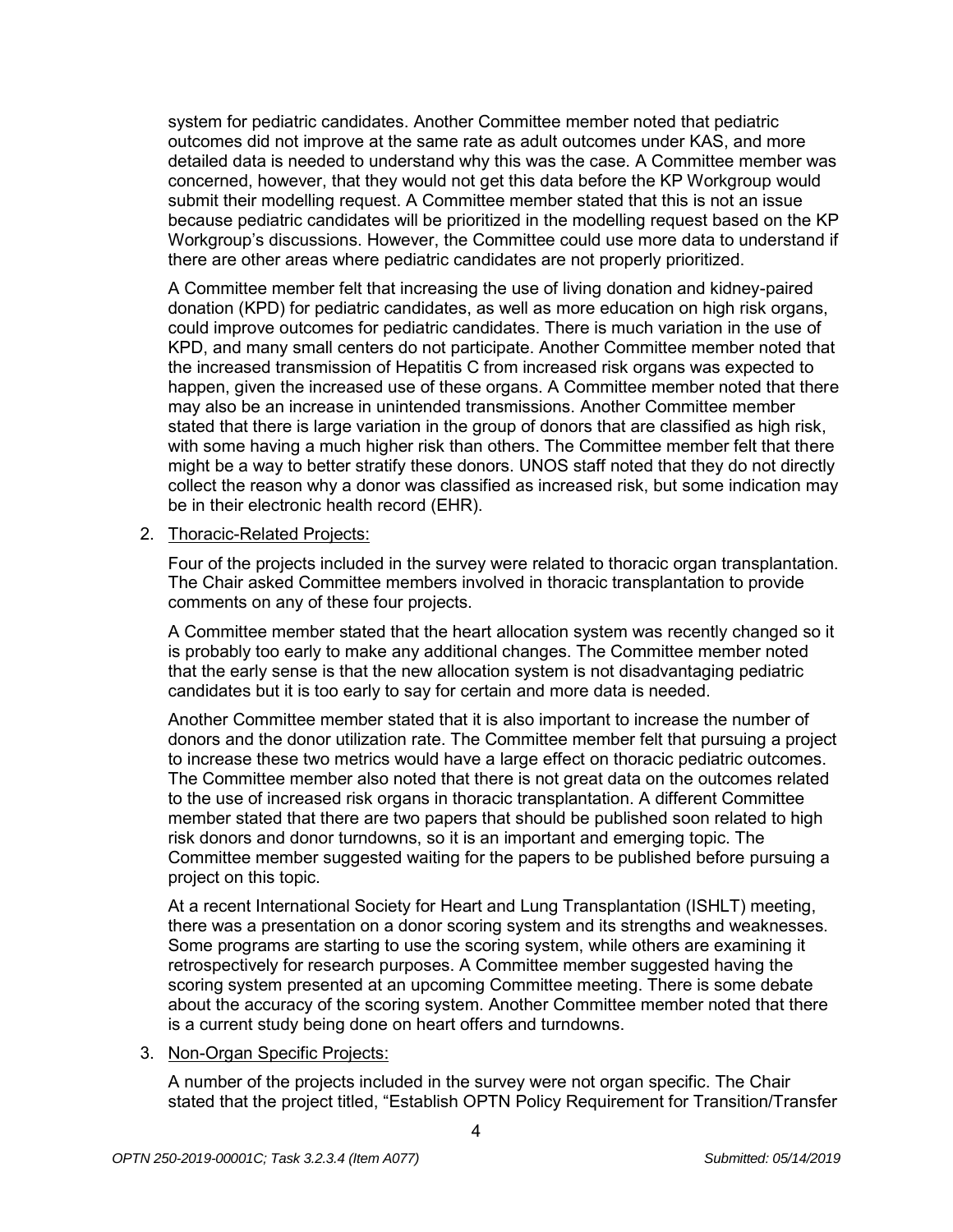system for pediatric candidates. Another Committee member noted that pediatric outcomes did not improve at the same rate as adult outcomes under KAS, and more detailed data is needed to understand why this was the case. A Committee member was concerned, however, that they would not get this data before the KP Workgroup would submit their modelling request. A Committee member stated that this is not an issue because pediatric candidates will be prioritized in the modelling request based on the KP Workgroup's discussions. However, the Committee could use more data to understand if there are other areas where pediatric candidates are not properly prioritized.

A Committee member felt that increasing the use of living donation and kidney-paired donation (KPD) for pediatric candidates, as well as more education on high risk organs, could improve outcomes for pediatric candidates. There is much variation in the use of KPD, and many small centers do not participate. Another Committee member noted that the increased transmission of Hepatitis C from increased risk organs was expected to happen, given the increased use of these organs. A Committee member noted that there may also be an increase in unintended transmissions. Another Committee member stated that there is large variation in the group of donors that are classified as high risk, with some having a much higher risk than others. The Committee member felt that there might be a way to better stratify these donors. UNOS staff noted that they do not directly collect the reason why a donor was classified as increased risk, but some indication may be in their electronic health record (EHR).

2. Thoracic-Related Projects:

   Four of the projects included in the survey were related to thoracic organ transplantation. The Chair asked Committee members involved in thoracic transplantation to provide comments on any of these four projects.

   A Committee member stated that the heart allocation system was recently changed so it is probably too early to make any additional changes. The Committee member noted that the early sense is that the new allocation system is not disadvantaging pediatric candidates but it is too early to say for certain and more data is needed.

   Another Committee member stated that it is also important to increase the number of donors and the donor utilization rate. The Committee member felt that pursuing a project to increase these two metrics would have a large effect on thoracic pediatric outcomes. The Committee member also noted that there is not great data on the outcomes related to the use of increased risk organs in thoracic transplantation. A different Committee member stated that there are two papers that should be published soon related to high risk donors and donor turndowns, so it is an important and emerging topic. The Committee member suggested waiting for the papers to be published before pursuing a project on this topic.

   At a recent International Society for Heart and Lung Transplantation (ISHLT) meeting, there was a presentation on a donor scoring system and its strengths and weaknesses. Some programs are starting to use the scoring system, while others are examining it retrospectively for research purposes. A Committee member suggested having the scoring system presented at an upcoming Committee meeting. There is some debate about the accuracy of the scoring system. Another Committee member noted that there is a current study being done on heart offers and turndowns.

3. Non-Organ Specific Projects:

   A number of the projects included in the survey were not organ specific. The Chair stated that the project titled, "Establish OPTN Policy Requirement for Transition/Transfer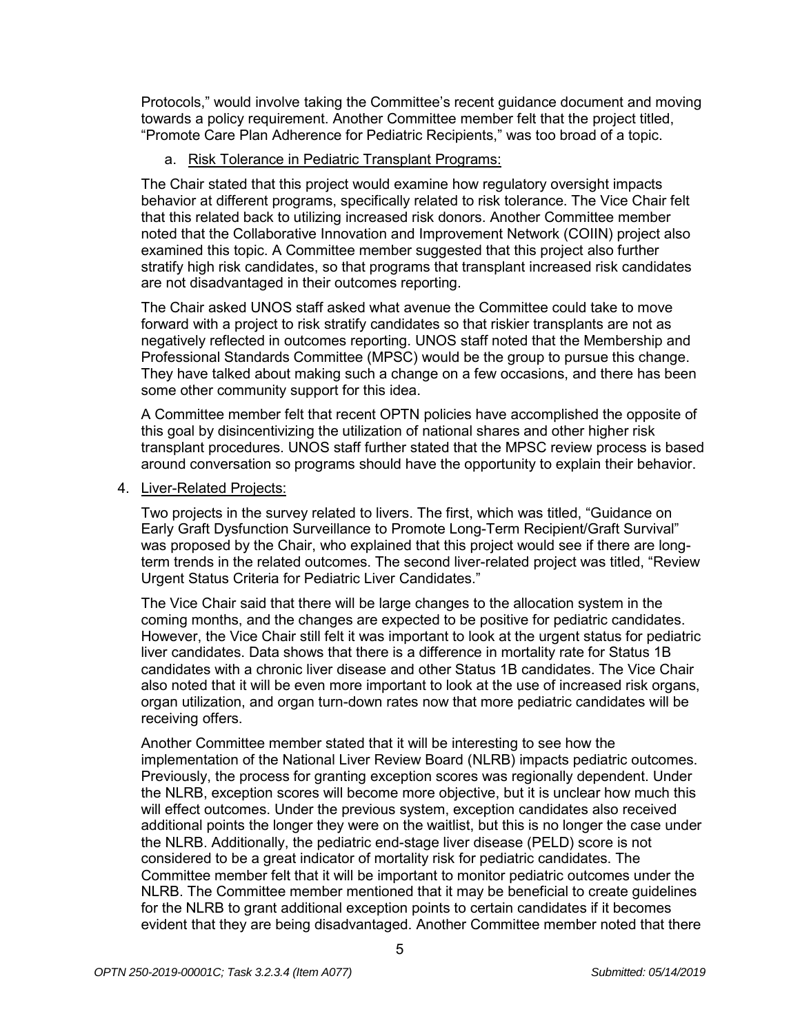Protocols," would involve taking the Committee's recent guidance document and moving towards a policy requirement. Another Committee member felt that the project titled, "Promote Care Plan Adherence for Pediatric Recipients," was too broad of a topic.

a. Risk Tolerance in Pediatric Transplant Programs:

The Chair stated that this project would examine how regulatory oversight impacts behavior at different programs, specifically related to risk tolerance. The Vice Chair felt that this related back to utilizing increased risk donors. Another Committee member noted that the Collaborative Innovation and Improvement Network (COIIN) project also examined this topic. A Committee member suggested that this project also further stratify high risk candidates, so that programs that transplant increased risk candidates are not disadvantaged in their outcomes reporting.

The Chair asked UNOS staff asked what avenue the Committee could take to move forward with a project to risk stratify candidates so that riskier transplants are not as negatively reflected in outcomes reporting. UNOS staff noted that the Membership and Professional Standards Committee (MPSC) would be the group to pursue this change. They have talked about making such a change on a few occasions, and there has been some other community support for this idea.

A Committee member felt that recent OPTN policies have accomplished the opposite of this goal by disincentivizing the utilization of national shares and other higher risk transplant procedures. UNOS staff further stated that the MPSC review process is based around conversation so programs should have the opportunity to explain their behavior.

4. Liver-Related Projects:

Two projects in the survey related to livers. The first, which was titled, "Guidance on Early Graft Dysfunction Surveillance to Promote Long-Term Recipient/Graft Survival" was proposed by the Chair, who explained that this project would see if there are long-term trends in the related outcomes. The second liver-related project was titled, "Review Urgent Status Criteria for Pediatric Liver Candidates."

The Vice Chair said that there will be large changes to the allocation system in the coming months, and the changes are expected to be positive for pediatric candidates. However, the Vice Chair still felt it was important to look at the urgent status for pediatric liver candidates. Data shows that there is a difference in mortality rate for Status 1B candidates with a chronic liver disease and other Status 1B candidates. The Vice Chair also noted that it will be even more important to look at the use of increased risk organs, organ utilization, and organ turn-down rates now that more pediatric candidates will be receiving offers.

Another Committee member stated that it will be interesting to see how the implementation of the National Liver Review Board (NLRB) impacts pediatric outcomes. Previously, the process for granting exception scores was regionally dependent. Under the NLRB, exception scores will become more objective, but it is unclear how much this will effect outcomes. Under the previous system, exception candidates also received additional points the longer they were on the waitlist, but this is no longer the case under the NLRB. Additionally, the pediatric end-stage liver disease (PELD) score is not considered to be a great indicator of mortality risk for pediatric candidates. The Committee member felt that it will be important to monitor pediatric outcomes under the NLRB. The Committee member mentioned that it may be beneficial to create guidelines for the NLRB to grant additional exception points to certain candidates if it becomes evident that they are being disadvantaged. Another Committee member noted that there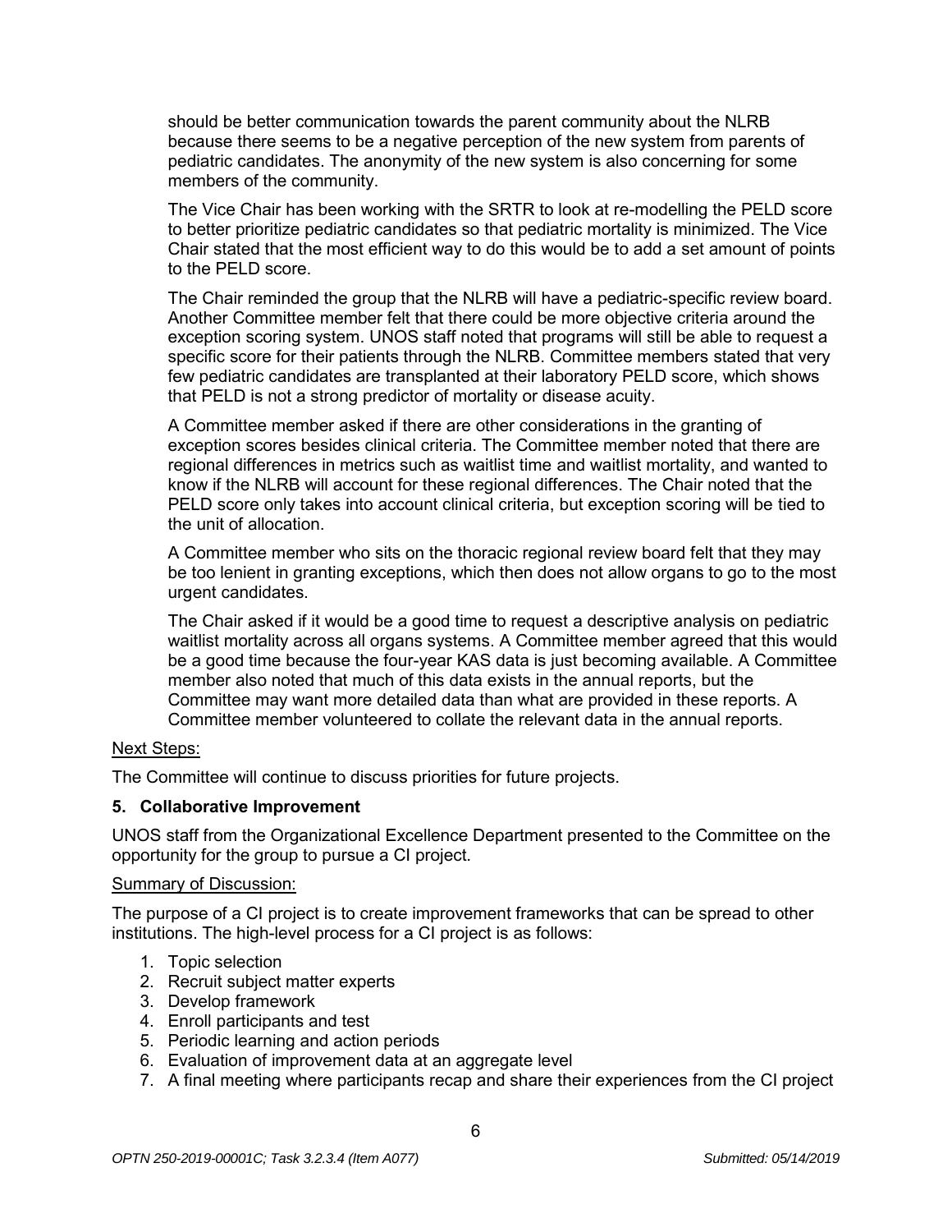should be better communication towards the parent community about the NLRB because there seems to be a negative perception of the new system from parents of pediatric candidates. The anonymity of the new system is also concerning for some members of the community.

The Vice Chair has been working with the SRTR to look at re-modelling the PELD score to better prioritize pediatric candidates so that pediatric mortality is minimized. The Vice Chair stated that the most efficient way to do this would be to add a set amount of points to the PELD score.

The Chair reminded the group that the NLRB will have a pediatric-specific review board. Another Committee member felt that there could be more objective criteria around the exception scoring system. UNOS staff noted that programs will still be able to request a specific score for their patients through the NLRB. Committee members stated that very few pediatric candidates are transplanted at their laboratory PELD score, which shows that PELD is not a strong predictor of mortality or disease acuity.

A Committee member asked if there are other considerations in the granting of exception scores besides clinical criteria. The Committee member noted that there are regional differences in metrics such as waitlist time and waitlist mortality, and wanted to know if the NLRB will account for these regional differences. The Chair noted that the PELD score only takes into account clinical criteria, but exception scoring will be tied to the unit of allocation.

A Committee member who sits on the thoracic regional review board felt that they may be too lenient in granting exceptions, which then does not allow organs to go to the most urgent candidates.

The Chair asked if it would be a good time to request a descriptive analysis on pediatric waitlist mortality across all organs systems. A Committee member agreed that this would be a good time because the four-year KAS data is just becoming available. A Committee member also noted that much of this data exists in the annual reports, but the Committee may want more detailed data than what are provided in these reports. A Committee member volunteered to collate the relevant data in the annual reports.

Next Steps:

The Committee will continue to discuss priorities for future projects.

### 5. Collaborative Improvement

UNOS staff from the Organizational Excellence Department presented to the Committee on the opportunity for the group to pursue a CI project.

Summary of Discussion:

The purpose of a CI project is to create improvement frameworks that can be spread to other institutions. The high-level process for a CI project is as follows:

1. Topic selection
2. Recruit subject matter experts
3. Develop framework
4. Enroll participants and test
5. Periodic learning and action periods
6. Evaluation of improvement data at an aggregate level
7. A final meeting where participants recap and share their experiences from the CI project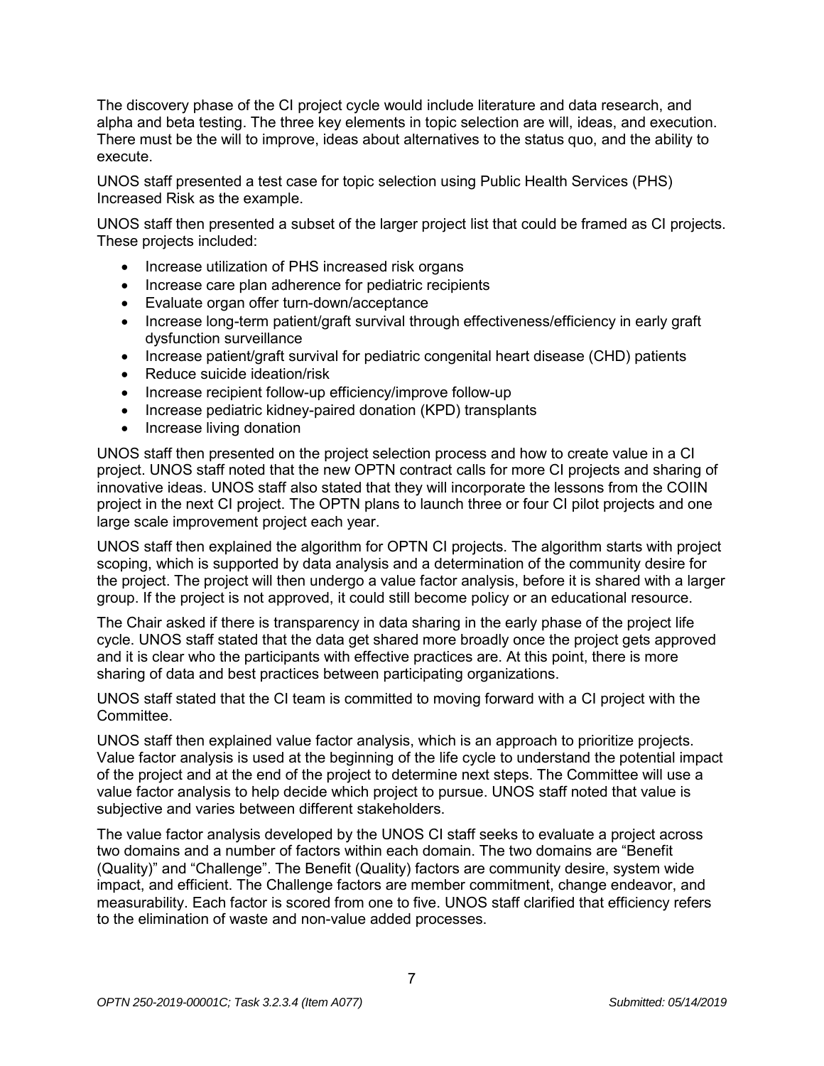The discovery phase of the CI project cycle would include literature and data research, and alpha and beta testing. The three key elements in topic selection are will, ideas, and execution. There must be the will to improve, ideas about alternatives to the status quo, and the ability to execute.

UNOS staff presented a test case for topic selection using Public Health Services (PHS) Increased Risk as the example.

UNOS staff then presented a subset of the larger project list that could be framed as CI projects. These projects included:

- Increase utilization of PHS increased risk organs
- Increase care plan adherence for pediatric recipients
- Evaluate organ offer turn-down/acceptance
- Increase long-term patient/graft survival through effectiveness/efficiency in early graft dysfunction surveillance
- Increase patient/graft survival for pediatric congenital heart disease (CHD) patients
- Reduce suicide ideation/risk
- Increase recipient follow-up efficiency/improve follow-up
- Increase pediatric kidney-paired donation (KPD) transplants
- Increase living donation

UNOS staff then presented on the project selection process and how to create value in a CI project. UNOS staff noted that the new OPTN contract calls for more CI projects and sharing of innovative ideas. UNOS staff also stated that they will incorporate the lessons from the COIIN project in the next CI project. The OPTN plans to launch three or four CI pilot projects and one large scale improvement project each year.

UNOS staff then explained the algorithm for OPTN CI projects. The algorithm starts with project scoping, which is supported by data analysis and a determination of the community desire for the project. The project will then undergo a value factor analysis, before it is shared with a larger group. If the project is not approved, it could still become policy or an educational resource.

The Chair asked if there is transparency in data sharing in the early phase of the project life cycle. UNOS staff stated that the data get shared more broadly once the project gets approved and it is clear who the participants with effective practices are. At this point, there is more sharing of data and best practices between participating organizations.

UNOS staff stated that the CI team is committed to moving forward with a CI project with the Committee.

UNOS staff then explained value factor analysis, which is an approach to prioritize projects. Value factor analysis is used at the beginning of the life cycle to understand the potential impact of the project and at the end of the project to determine next steps. The Committee will use a value factor analysis to help decide which project to pursue. UNOS staff noted that value is subjective and varies between different stakeholders.

The value factor analysis developed by the UNOS CI staff seeks to evaluate a project across two domains and a number of factors within each domain. The two domains are "Benefit (Quality)" and "Challenge". The Benefit (Quality) factors are community desire, system wide impact, and efficient. The Challenge factors are member commitment, change endeavor, and measurability. Each factor is scored from one to five. UNOS staff clarified that efficiency refers to the elimination of waste and non-value added processes.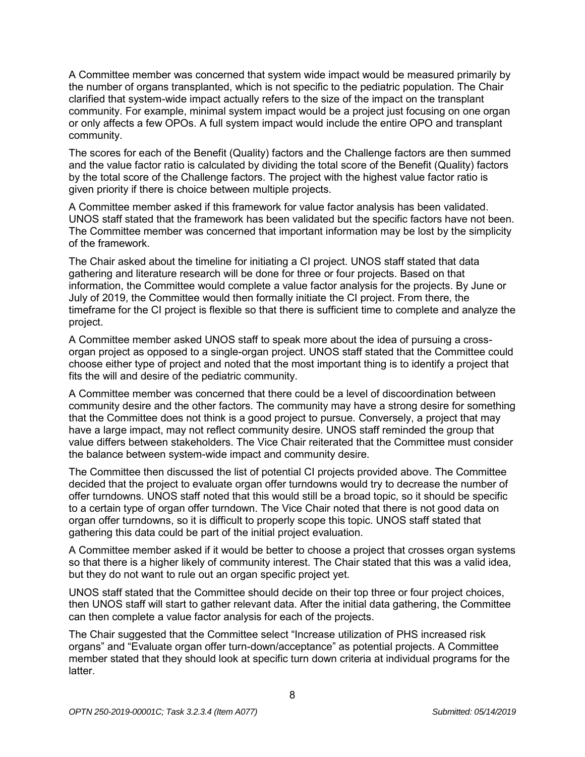A Committee member was concerned that system wide impact would be measured primarily by the number of organs transplanted, which is not specific to the pediatric population. The Chair clarified that system-wide impact actually refers to the size of the impact on the transplant community. For example, minimal system impact would be a project just focusing on one organ or only affects a few OPOs. A full system impact would include the entire OPO and transplant community.

The scores for each of the Benefit (Quality) factors and the Challenge factors are then summed and the value factor ratio is calculated by dividing the total score of the Benefit (Quality) factors by the total score of the Challenge factors. The project with the highest value factor ratio is given priority if there is choice between multiple projects.

A Committee member asked if this framework for value factor analysis has been validated. UNOS staff stated that the framework has been validated but the specific factors have not been. The Committee member was concerned that important information may be lost by the simplicity of the framework.

The Chair asked about the timeline for initiating a CI project. UNOS staff stated that data gathering and literature research will be done for three or four projects. Based on that information, the Committee would complete a value factor analysis for the projects. By June or July of 2019, the Committee would then formally initiate the CI project. From there, the timeframe for the CI project is flexible so that there is sufficient time to complete and analyze the project.

A Committee member asked UNOS staff to speak more about the idea of pursuing a cross-organ project as opposed to a single-organ project. UNOS staff stated that the Committee could choose either type of project and noted that the most important thing is to identify a project that fits the will and desire of the pediatric community.

A Committee member was concerned that there could be a level of discoordination between community desire and the other factors. The community may have a strong desire for something that the Committee does not think is a good project to pursue. Conversely, a project that may have a large impact, may not reflect community desire. UNOS staff reminded the group that value differs between stakeholders. The Vice Chair reiterated that the Committee must consider the balance between system-wide impact and community desire.

The Committee then discussed the list of potential CI projects provided above. The Committee decided that the project to evaluate organ offer turndowns would try to decrease the number of offer turndowns. UNOS staff noted that this would still be a broad topic, so it should be specific to a certain type of organ offer turndown. The Vice Chair noted that there is not good data on organ offer turndowns, so it is difficult to properly scope this topic. UNOS staff stated that gathering this data could be part of the initial project evaluation.

A Committee member asked if it would be better to choose a project that crosses organ systems so that there is a higher likely of community interest. The Chair stated that this was a valid idea, but they do not want to rule out an organ specific project yet.

UNOS staff stated that the Committee should decide on their top three or four project choices, then UNOS staff will start to gather relevant data. After the initial data gathering, the Committee can then complete a value factor analysis for each of the projects.

The Chair suggested that the Committee select "Increase utilization of PHS increased risk organs" and "Evaluate organ offer turn-down/acceptance" as potential projects. A Committee member stated that they should look at specific turn down criteria at individual programs for the latter.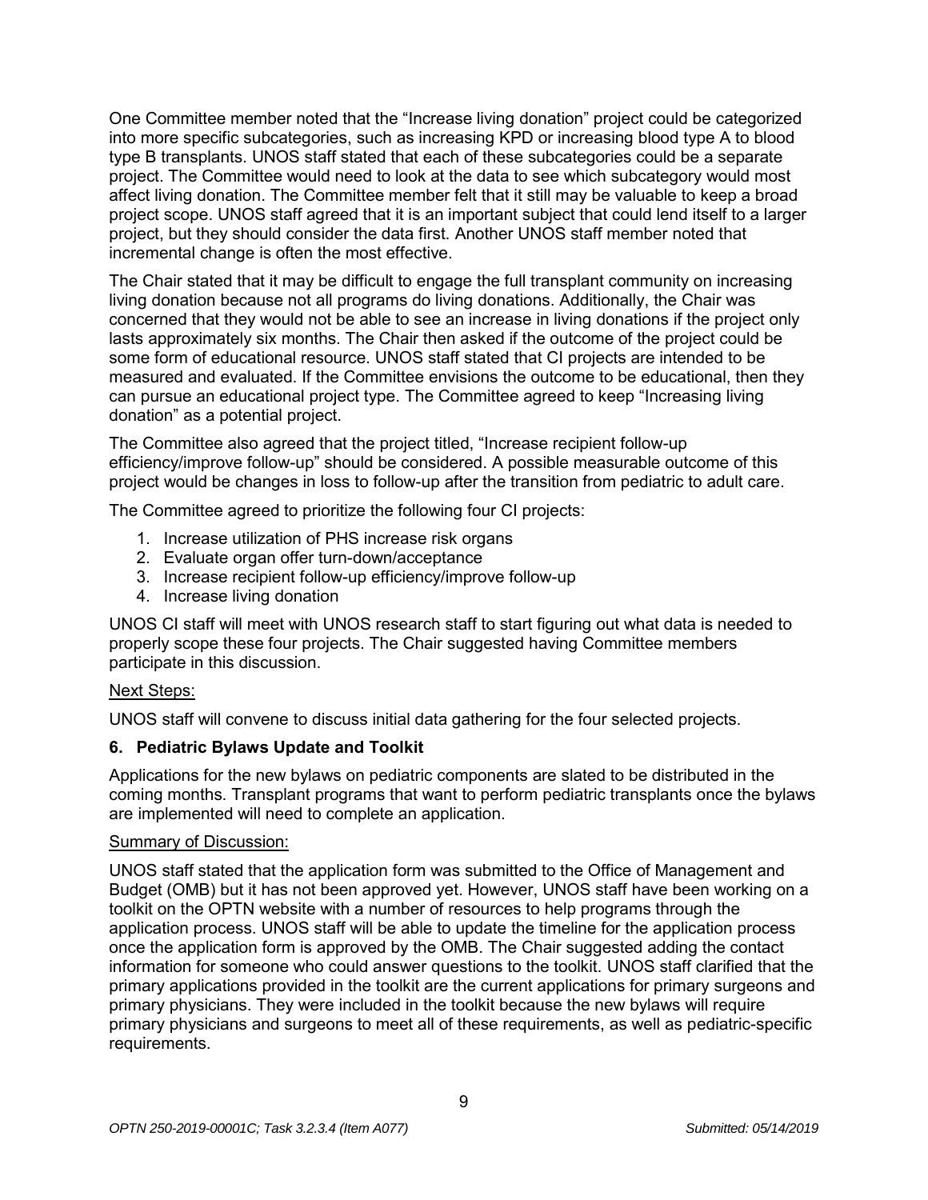One Committee member noted that the "Increase living donation" project could be categorized into more specific subcategories, such as increasing KPD or increasing blood type A to blood type B transplants. UNOS staff stated that each of these subcategories could be a separate project. The Committee would need to look at the data to see which subcategory would most affect living donation. The Committee member felt that it still may be valuable to keep a broad project scope. UNOS staff agreed that it is an important subject that could lend itself to a larger project, but they should consider the data first. Another UNOS staff member noted that incremental change is often the most effective.

The Chair stated that it may be difficult to engage the full transplant community on increasing living donation because not all programs do living donations. Additionally, the Chair was concerned that they would not be able to see an increase in living donations if the project only lasts approximately six months. The Chair then asked if the outcome of the project could be some form of educational resource. UNOS staff stated that CI projects are intended to be measured and evaluated. If the Committee envisions the outcome to be educational, then they can pursue an educational project type. The Committee agreed to keep "Increasing living donation" as a potential project.

The Committee also agreed that the project titled, "Increase recipient follow-up efficiency/improve follow-up" should be considered. A possible measurable outcome of this project would be changes in loss to follow-up after the transition from pediatric to adult care.

The Committee agreed to prioritize the following four CI projects:

1. Increase utilization of PHS increase risk organs
2. Evaluate organ offer turn-down/acceptance
3. Increase recipient follow-up efficiency/improve follow-up
4. Increase living donation

UNOS CI staff will meet with UNOS research staff to start figuring out what data is needed to properly scope these four projects. The Chair suggested having Committee members participate in this discussion.

Next Steps:

UNOS staff will convene to discuss initial data gathering for the four selected projects.

### 6. Pediatric Bylaws Update and Toolkit

Applications for the new bylaws on pediatric components are slated to be distributed in the coming months. Transplant programs that want to perform pediatric transplants once the bylaws are implemented will need to complete an application.

Summary of Discussion:

UNOS staff stated that the application form was submitted to the Office of Management and Budget (OMB) but it has not been approved yet. However, UNOS staff have been working on a toolkit on the OPTN website with a number of resources to help programs through the application process. UNOS staff will be able to update the timeline for the application process once the application form is approved by the OMB. The Chair suggested adding the contact information for someone who could answer questions to the toolkit. UNOS staff clarified that the primary applications provided in the toolkit are the current applications for primary surgeons and primary physicians. They were included in the toolkit because the new bylaws will require primary physicians and surgeons to meet all of these requirements, as well as pediatric-specific requirements.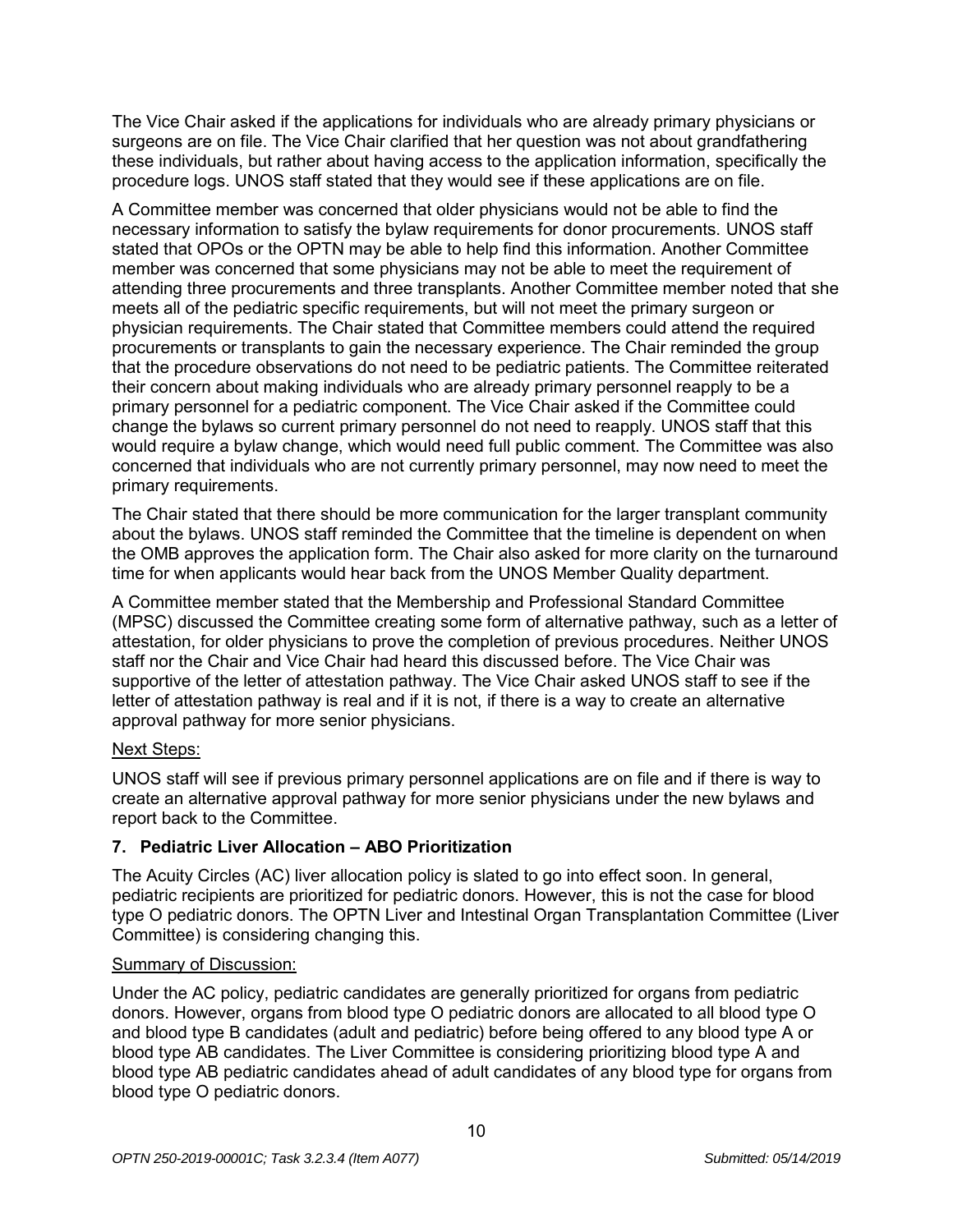The Vice Chair asked if the applications for individuals who are already primary physicians or surgeons are on file. The Vice Chair clarified that her question was not about grandfathering these individuals, but rather about having access to the application information, specifically the procedure logs. UNOS staff stated that they would see if these applications are on file.

A Committee member was concerned that older physicians would not be able to find the necessary information to satisfy the bylaw requirements for donor procurements. UNOS staff stated that OPOs or the OPTN may be able to help find this information. Another Committee member was concerned that some physicians may not be able to meet the requirement of attending three procurements and three transplants. Another Committee member noted that she meets all of the pediatric specific requirements, but will not meet the primary surgeon or physician requirements. The Chair stated that Committee members could attend the required procurements or transplants to gain the necessary experience. The Chair reminded the group that the procedure observations do not need to be pediatric patients. The Committee reiterated their concern about making individuals who are already primary personnel reapply to be a primary personnel for a pediatric component. The Vice Chair asked if the Committee could change the bylaws so current primary personnel do not need to reapply. UNOS staff that this would require a bylaw change, which would need full public comment. The Committee was also concerned that individuals who are not currently primary personnel, may now need to meet the primary requirements.

The Chair stated that there should be more communication for the larger transplant community about the bylaws. UNOS staff reminded the Committee that the timeline is dependent on when the OMB approves the application form. The Chair also asked for more clarity on the turnaround time for when applicants would hear back from the UNOS Member Quality department.

A Committee member stated that the Membership and Professional Standard Committee (MPSC) discussed the Committee creating some form of alternative pathway, such as a letter of attestation, for older physicians to prove the completion of previous procedures. Neither UNOS staff nor the Chair and Vice Chair had heard this discussed before. The Vice Chair was supportive of the letter of attestation pathway. The Vice Chair asked UNOS staff to see if the letter of attestation pathway is real and if it is not, if there is a way to create an alternative approval pathway for more senior physicians.

Next Steps:

UNOS staff will see if previous primary personnel applications are on file and if there is way to create an alternative approval pathway for more senior physicians under the new bylaws and report back to the Committee.

### 7. Pediatric Liver Allocation – ABO Prioritization

The Acuity Circles (AC) liver allocation policy is slated to go into effect soon. In general, pediatric recipients are prioritized for pediatric donors. However, this is not the case for blood type O pediatric donors. The OPTN Liver and Intestinal Organ Transplantation Committee (Liver Committee) is considering changing this.

Summary of Discussion:

Under the AC policy, pediatric candidates are generally prioritized for organs from pediatric donors. However, organs from blood type O pediatric donors are allocated to all blood type O and blood type B candidates (adult and pediatric) before being offered to any blood type A or blood type AB candidates. The Liver Committee is considering prioritizing blood type A and blood type AB pediatric candidates ahead of adult candidates of any blood type for organs from blood type O pediatric donors.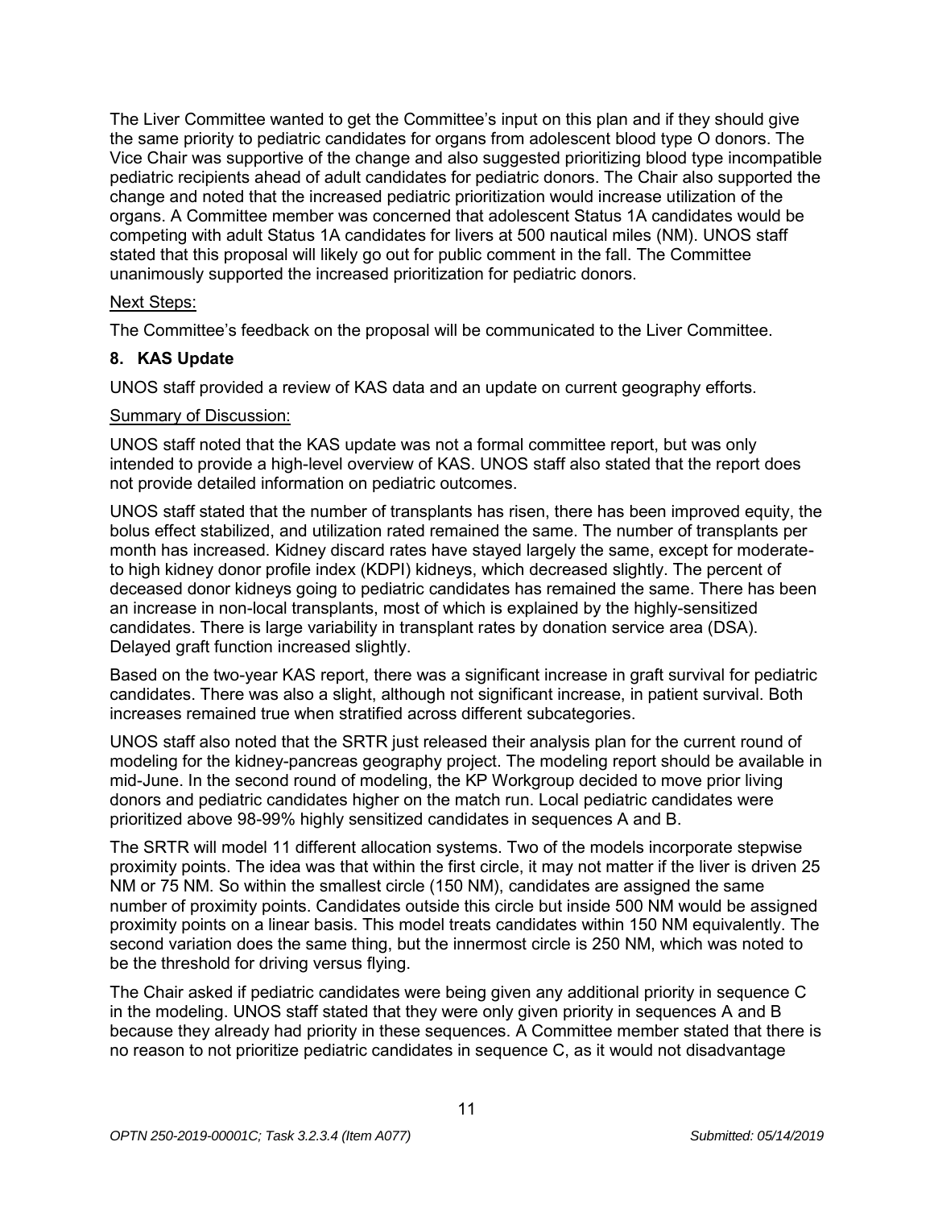The Liver Committee wanted to get the Committee's input on this plan and if they should give the same priority to pediatric candidates for organs from adolescent blood type O donors. The Vice Chair was supportive of the change and also suggested prioritizing blood type incompatible pediatric recipients ahead of adult candidates for pediatric donors. The Chair also supported the change and noted that the increased pediatric prioritization would increase utilization of the organs. A Committee member was concerned that adolescent Status 1A candidates would be competing with adult Status 1A candidates for livers at 500 nautical miles (NM). UNOS staff stated that this proposal will likely go out for public comment in the fall. The Committee unanimously supported the increased prioritization for pediatric donors.

Next Steps:

The Committee's feedback on the proposal will be communicated to the Liver Committee.

**8. KAS Update**

UNOS staff provided a review of KAS data and an update on current geography efforts.

Summary of Discussion:

UNOS staff noted that the KAS update was not a formal committee report, but was only intended to provide a high-level overview of KAS. UNOS staff also stated that the report does not provide detailed information on pediatric outcomes.

UNOS staff stated that the number of transplants has risen, there has been improved equity, the bolus effect stabilized, and utilization rated remained the same. The number of transplants per month has increased. Kidney discard rates have stayed largely the same, except for moderate-to high kidney donor profile index (KDPI) kidneys, which decreased slightly. The percent of deceased donor kidneys going to pediatric candidates has remained the same. There has been an increase in non-local transplants, most of which is explained by the highly-sensitized candidates. There is large variability in transplant rates by donation service area (DSA). Delayed graft function increased slightly.

Based on the two-year KAS report, there was a significant increase in graft survival for pediatric candidates. There was also a slight, although not significant increase, in patient survival. Both increases remained true when stratified across different subcategories.

UNOS staff also noted that the SRTR just released their analysis plan for the current round of modeling for the kidney-pancreas geography project. The modeling report should be available in mid-June. In the second round of modeling, the KP Workgroup decided to move prior living donors and pediatric candidates higher on the match run. Local pediatric candidates were prioritized above 98-99% highly sensitized candidates in sequences A and B.

The SRTR will model 11 different allocation systems. Two of the models incorporate stepwise proximity points. The idea was that within the first circle, it may not matter if the liver is driven 25 NM or 75 NM. So within the smallest circle (150 NM), candidates are assigned the same number of proximity points. Candidates outside this circle but inside 500 NM would be assigned proximity points on a linear basis. This model treats candidates within 150 NM equivalently. The second variation does the same thing, but the innermost circle is 250 NM, which was noted to be the threshold for driving versus flying.

The Chair asked if pediatric candidates were being given any additional priority in sequence C in the modeling. UNOS staff stated that they were only given priority in sequences A and B because they already had priority in these sequences. A Committee member stated that there is no reason to not prioritize pediatric candidates in sequence C, as it would not disadvantage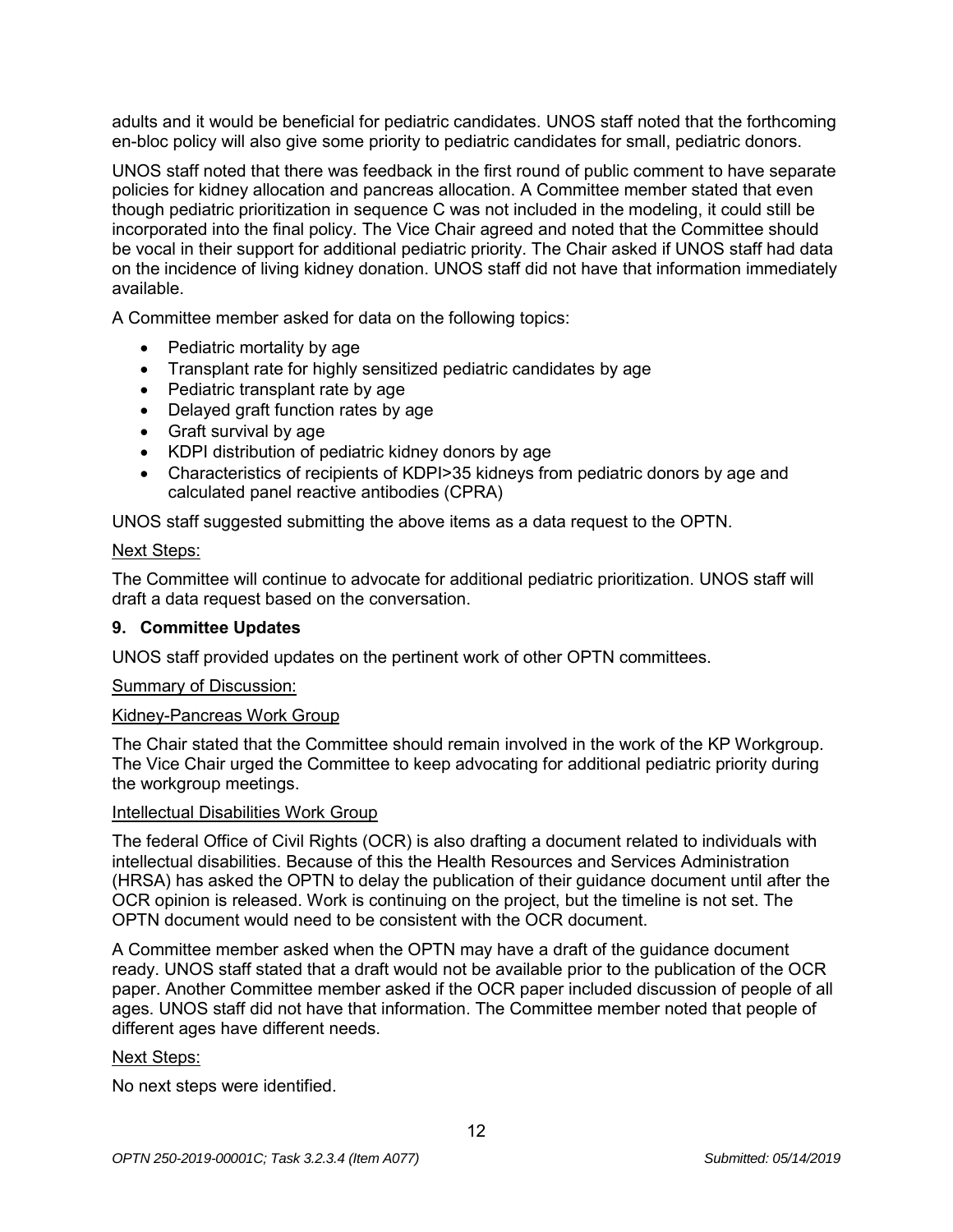adults and it would be beneficial for pediatric candidates. UNOS staff noted that the forthcoming en-bloc policy will also give some priority to pediatric candidates for small, pediatric donors.

UNOS staff noted that there was feedback in the first round of public comment to have separate policies for kidney allocation and pancreas allocation. A Committee member stated that even though pediatric prioritization in sequence C was not included in the modeling, it could still be incorporated into the final policy. The Vice Chair agreed and noted that the Committee should be vocal in their support for additional pediatric priority. The Chair asked if UNOS staff had data on the incidence of living kidney donation. UNOS staff did not have that information immediately available.

A Committee member asked for data on the following topics:

- Pediatric mortality by age
- Transplant rate for highly sensitized pediatric candidates by age
- Pediatric transplant rate by age
- Delayed graft function rates by age
- Graft survival by age
- KDPI distribution of pediatric kidney donors by age
- Characteristics of recipients of KDPI>35 kidneys from pediatric donors by age and calculated panel reactive antibodies (CPRA)

UNOS staff suggested submitting the above items as a data request to the OPTN.

Next Steps:

The Committee will continue to advocate for additional pediatric prioritization. UNOS staff will draft a data request based on the conversation.

## 9. Committee Updates

UNOS staff provided updates on the pertinent work of other OPTN committees.

Summary of Discussion:

Kidney-Pancreas Work Group

The Chair stated that the Committee should remain involved in the work of the KP Workgroup. The Vice Chair urged the Committee to keep advocating for additional pediatric priority during the workgroup meetings.

Intellectual Disabilities Work Group

The federal Office of Civil Rights (OCR) is also drafting a document related to individuals with intellectual disabilities. Because of this the Health Resources and Services Administration (HRSA) has asked the OPTN to delay the publication of their guidance document until after the OCR opinion is released. Work is continuing on the project, but the timeline is not set. The OPTN document would need to be consistent with the OCR document.

A Committee member asked when the OPTN may have a draft of the guidance document ready. UNOS staff stated that a draft would not be available prior to the publication of the OCR paper. Another Committee member asked if the OCR paper included discussion of people of all ages. UNOS staff did not have that information. The Committee member noted that people of different ages have different needs.

Next Steps:

No next steps were identified.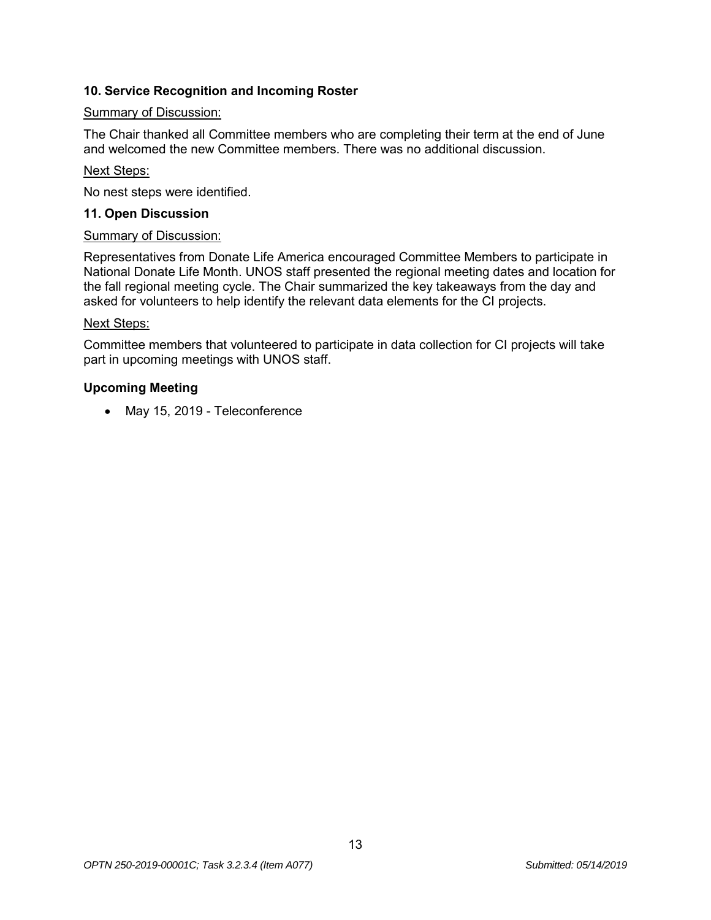### 10. Service Recognition and Incoming Roster

Summary of Discussion:

The Chair thanked all Committee members who are completing their term at the end of June and welcomed the new Committee members. There was no additional discussion.

Next Steps:

No nest steps were identified.

### 11. Open Discussion

Summary of Discussion:

Representatives from Donate Life America encouraged Committee Members to participate in National Donate Life Month. UNOS staff presented the regional meeting dates and location for the fall regional meeting cycle. The Chair summarized the key takeaways from the day and asked for volunteers to help identify the relevant data elements for the CI projects.

Next Steps:

Committee members that volunteered to participate in data collection for CI projects will take part in upcoming meetings with UNOS staff.

### Upcoming Meeting

- May 15, 2019 - Teleconference